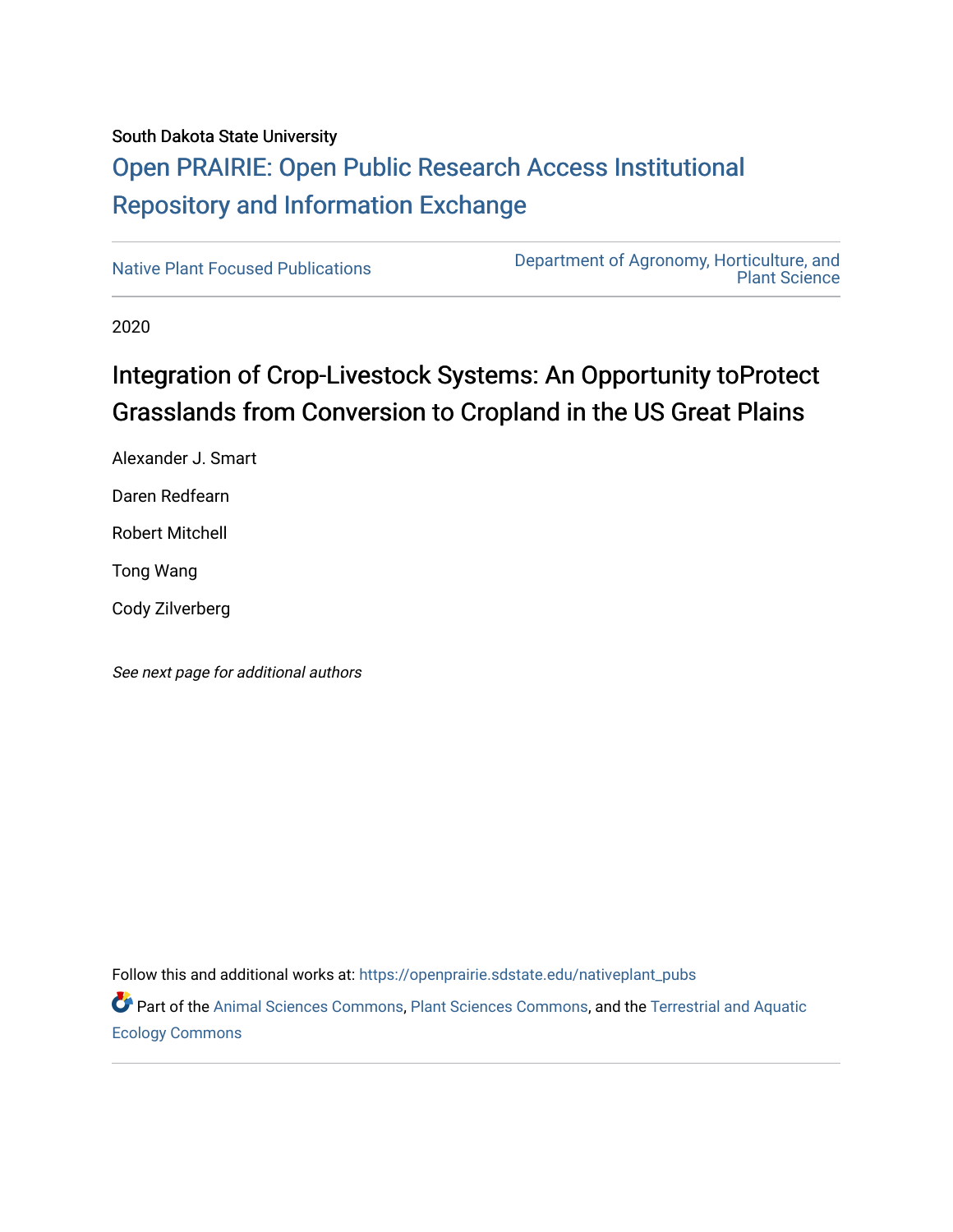South Dakota State University

# Open PRAIRIE: Open Public Research Access Institutional Repository and Information Exchange

Native Plant Focused Publications

Department of Agronomy, Horticulture, and Plant Science

2020

## Integration of Crop-Livestock Systems: An Opportunity toProtect Grasslands from Conversion to Cropland in the US Great Plains

Alexander J. Smart

Daren Redfearn

Robert Mitchell

Tong Wang

Cody Zilverberg

*See next page for additional authors*

Follow this and additional works at: https://openprairie.sdstate.edu/nativeplant_pubs

Part of the Animal Sciences Commons, Plant Sciences Commons, and the Terrestrial and Aquatic Ecology Commons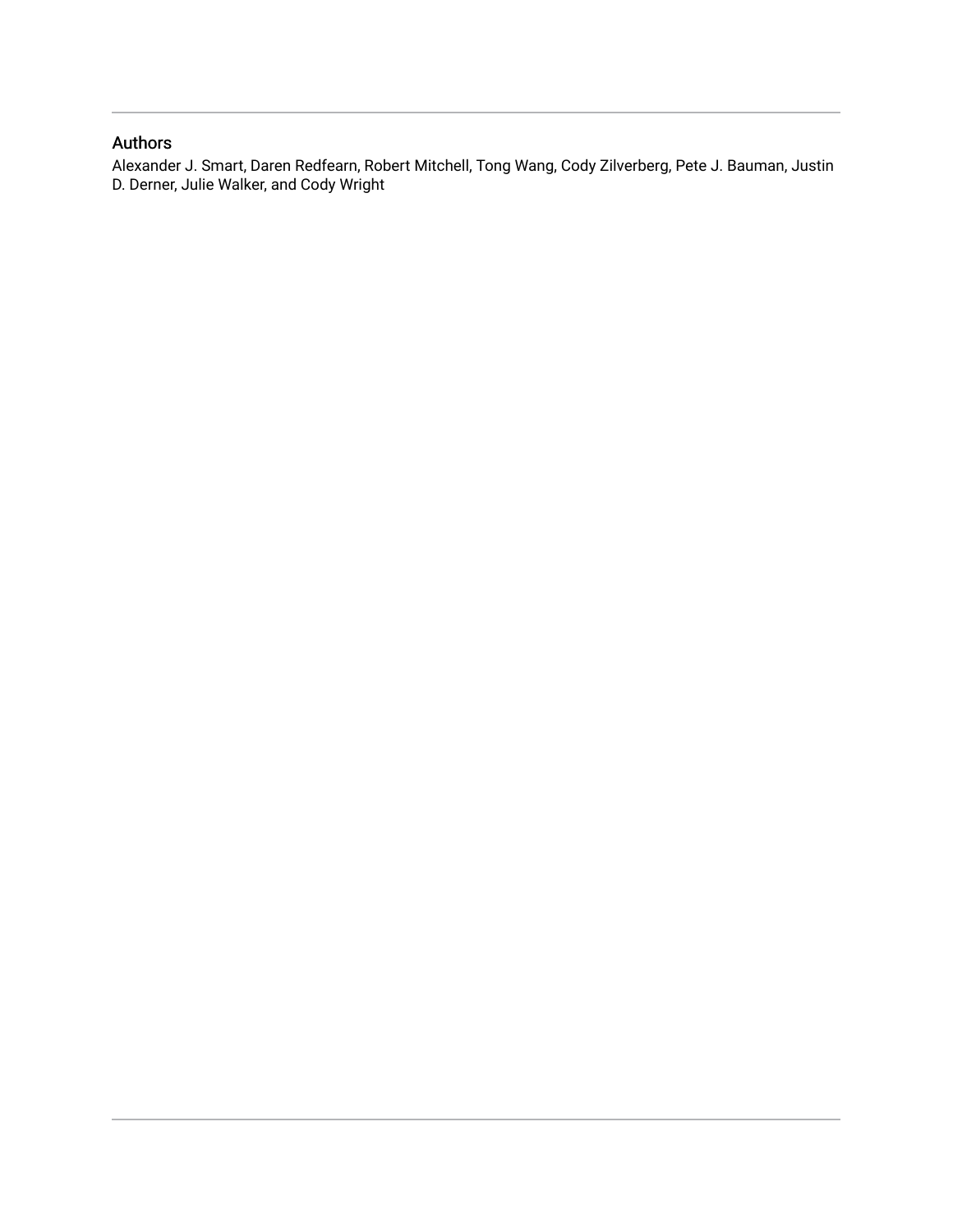## Authors

Alexander J. Smart, Daren Redfearn, Robert Mitchell, Tong Wang, Cody Zilverberg, Pete J. Bauman, Justin D. Derner, Julie Walker, and Cody Wright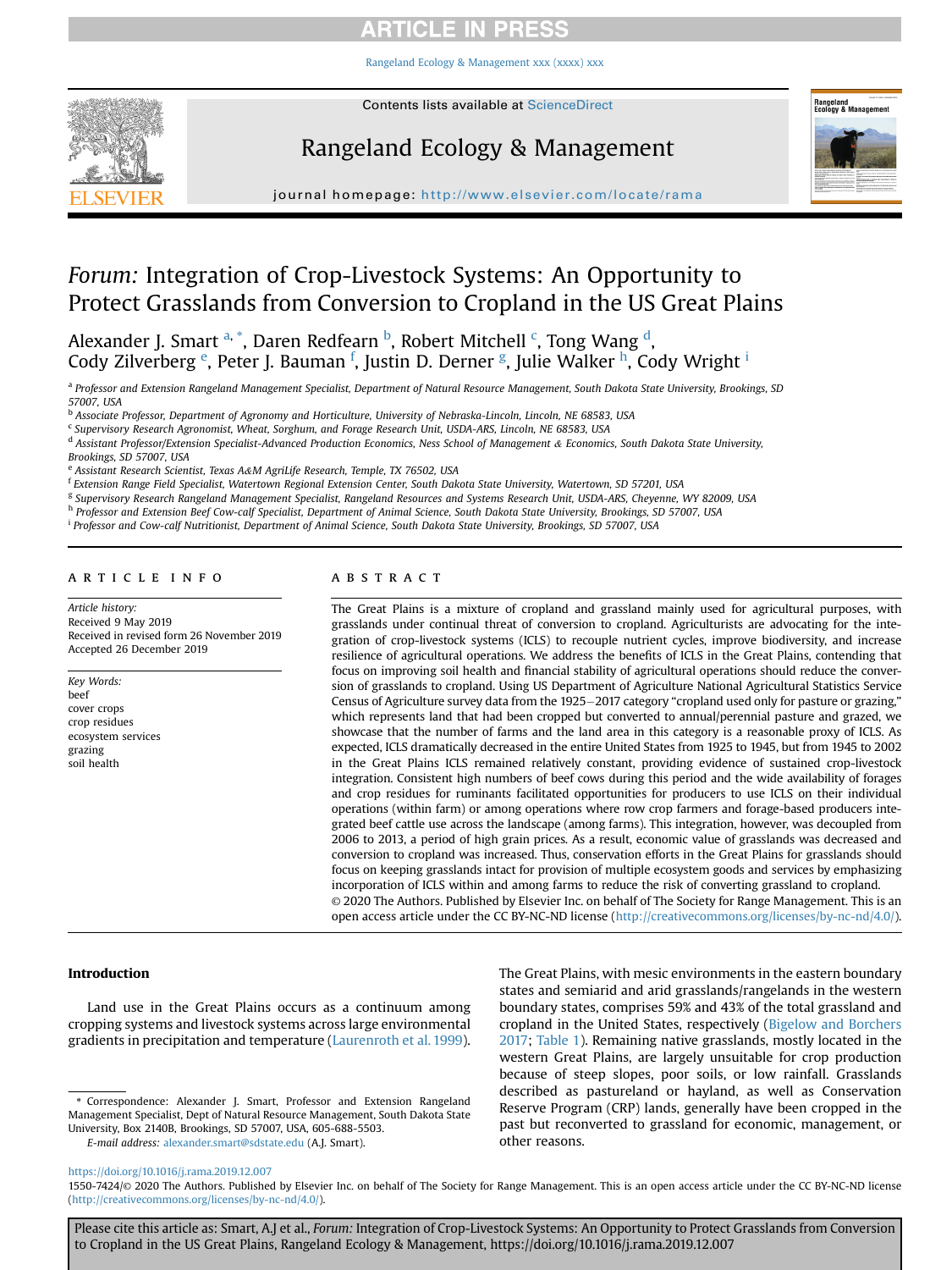# *Forum:* Integration of Crop-Livestock Systems: An Opportunity to Protect Grasslands from Conversion to Cropland in the US Great Plains

Alexander J. Smart [a,*], Daren Redfearn [b], Robert Mitchell [c], Tong Wang [d], Cody Zilverberg [e], Peter J. Bauman [f], Justin D. Derner [g], Julie Walker [h], Cody Wright [i]

[a] *Professor and Extension Rangeland Management Specialist, Department of Natural Resource Management, South Dakota State University, Brookings, SD 57007, USA*

[b] *Associate Professor, Department of Agronomy and Horticulture, University of Nebraska-Lincoln, Lincoln, NE 68583, USA*

[c] *Supervisory Research Agronomist, Wheat, Sorghum, and Forage Research Unit, USDA-ARS, Lincoln, NE 68583, USA*

[d] *Assistant Professor/Extension Specialist-Advanced Production Economics, Ness School of Management & Economics, South Dakota State University, Brookings, SD 57007, USA*

[e] *Assistant Research Scientist, Texas A&M AgriLife Research, Temple, TX 76502, USA*

[f] *Extension Range Field Specialist, Watertown Regional Extension Center, South Dakota State University, Watertown, SD 57201, USA*

[g] *Supervisory Research Rangeland Management Specialist, Rangeland Resources and Systems Research Unit, USDA-ARS, Cheyenne, WY 82009, USA*

[h] *Professor and Extension Beef Cow-calf Specialist, Department of Animal Science, South Dakota State University, Brookings, SD 57007, USA*

[i] *Professor and Cow-calf Nutritionist, Department of Animal Science, South Dakota State University, Brookings, SD 57007, USA*

## ARTICLE INFO

*Article history:*
Received 9 May 2019
Received in revised form 26 November 2019
Accepted 26 December 2019

*Key Words:*
beef
cover crops
crop residues
ecosystem services
grazing
soil health

## ABSTRACT

The Great Plains is a mixture of cropland and grassland mainly used for agricultural purposes, with grasslands under continual threat of conversion to cropland. Agriculturists are advocating for the integration of crop-livestock systems (ICLS) to recouple nutrient cycles, improve biodiversity, and increase resilience of agricultural operations. We address the benefits of ICLS in the Great Plains, contending that focus on improving soil health and financial stability of agricultural operations should reduce the conversion of grasslands to cropland. Using US Department of Agriculture National Agricultural Statistics Service Census of Agriculture survey data from the 1925–2017 category "cropland used only for pasture or grazing," which represents land that had been cropped but converted to annual/perennial pasture and grazed, we showcase that the number of farms and the land area in this category is a reasonable proxy of ICLS. As expected, ICLS dramatically decreased in the entire United States from 1925 to 1945, but from 1945 to 2002 in the Great Plains ICLS remained relatively constant, providing evidence of sustained crop-livestock integration. Consistent high numbers of beef cows during this period and the wide availability of forages and crop residues for ruminants facilitated opportunities for producers to use ICLS on their individual operations (within farm) or among operations where row crop farmers and forage-based producers integrated beef cattle use across the landscape (among farms). This integration, however, was decoupled from 2006 to 2013, a period of high grain prices. As a result, economic value of grasslands was decreased and conversion to cropland was increased. Thus, conservation efforts in the Great Plains for grasslands should focus on keeping grasslands intact for provision of multiple ecosystem goods and services by emphasizing incorporation of ICLS within and among farms to reduce the risk of converting grassland to cropland.

© 2020 The Authors. Published by Elsevier Inc. on behalf of The Society for Range Management. This is an open access article under the CC BY-NC-ND license (http://creativecommons.org/licenses/by-nc-nd/4.0/).

## Introduction

Land use in the Great Plains occurs as a continuum among cropping systems and livestock systems across large environmental gradients in precipitation and temperature (Laurenroth et al. 1999). The Great Plains, with mesic environments in the eastern boundary states and semiarid and arid grasslands/rangelands in the western boundary states, comprises 59% and 43% of the total grassland and cropland in the United States, respectively (Bigelow and Borchers 2017; Table 1). Remaining native grasslands, mostly located in the western Great Plains, are largely unsuitable for crop production because of steep slopes, poor soils, or low rainfall. Grasslands described as pastureland or hayland, as well as Conservation Reserve Program (CRP) lands, generally have been cropped in the past but reconverted to grassland for economic, management, or other reasons.

\* Correspondence: Alexander J. Smart, Professor and Extension Rangeland Management Specialist, Dept of Natural Resource Management, South Dakota State University, Box 2140B, Brookings, SD 57007, USA, 605-688-5503.

*E-mail address:* alexander.smart@sdstate.edu (A.J. Smart).

https://doi.org/10.1016/j.rama.2019.12.007

1550-7424/© 2020 The Authors. Published by Elsevier Inc. on behalf of The Society for Range Management. This is an open access article under the CC BY-NC-ND license (http://creativecommons.org/licenses/by-nc-nd/4.0/).

Please cite this article as: Smart, A.J et al., *Forum:* Integration of Crop-Livestock Systems: An Opportunity to Protect Grasslands from Conversion to Cropland in the US Great Plains, Rangeland Ecology & Management, https://doi.org/10.1016/j.rama.2019.12.007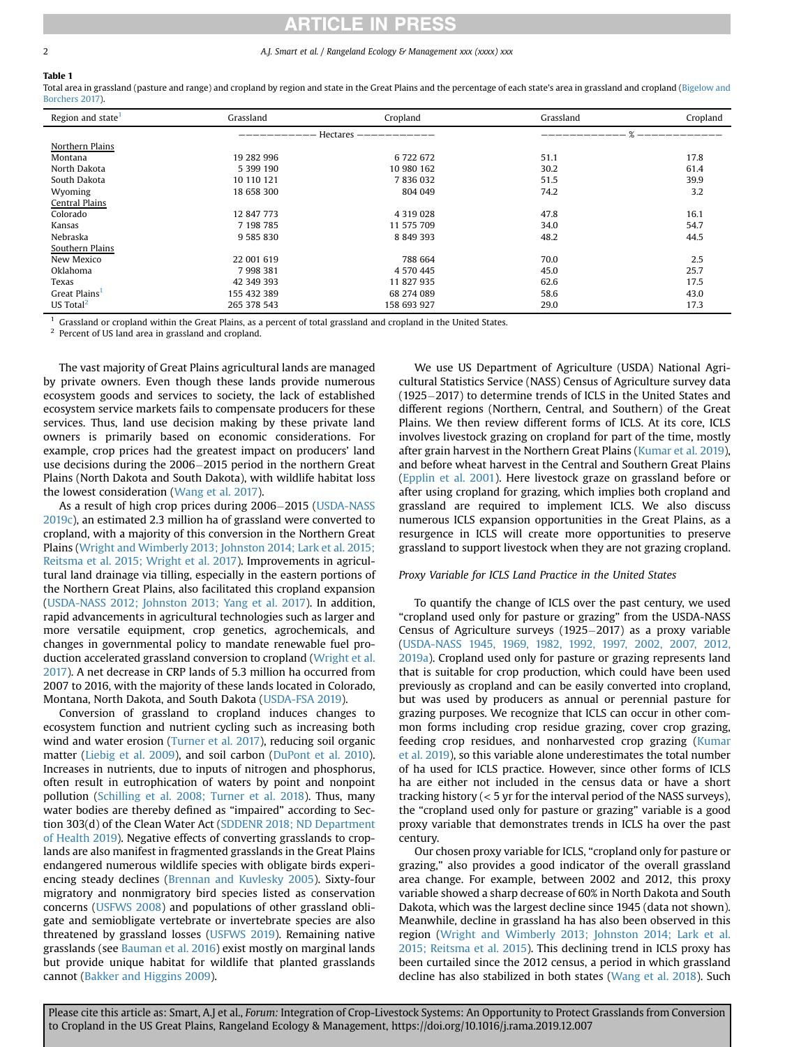**Table 1**

Total area in grassland (pasture and range) and cropland by region and state in the Great Plains and the percentage of each state's area in grassland and cropland (Bigelow and Borchers 2017).

| Region and state[1] | Grassland | Cropland | Grassland | Cropland |
|---|---|---|---|---|
| | Hectares | | % | |
| Northern Plains | | | | |
| Montana | 19 282 996 | 6 722 672 | 51.1 | 17.8 |
| North Dakota | 5 399 190 | 10 980 162 | 30.2 | 61.4 |
| South Dakota | 10 110 121 | 7 836 032 | 51.5 | 39.9 |
| Wyoming | 18 658 300 | 804 049 | 74.2 | 3.2 |
| Central Plains | | | | |
| Colorado | 12 847 773 | 4 319 028 | 47.8 | 16.1 |
| Kansas | 7 198 785 | 11 575 709 | 34.0 | 54.7 |
| Nebraska | 9 585 830 | 8 849 393 | 48.2 | 44.5 |
| Southern Plains | | | | |
| New Mexico | 22 001 619 | 788 664 | 70.0 | 2.5 |
| Oklahoma | 7 998 381 | 4 570 445 | 45.0 | 25.7 |
| Texas | 42 349 393 | 11 827 935 | 62.6 | 17.5 |
| Great Plains[1] | 155 432 389 | 68 274 089 | 58.6 | 43.0 |
| US Total[2] | 265 378 543 | 158 693 927 | 29.0 | 17.3 |

[1] Grassland or cropland within the Great Plains, as a percent of total grassland and cropland in the United States.
[2] Percent of US land area in grassland and cropland.

The vast majority of Great Plains agricultural lands are managed by private owners. Even though these lands provide numerous ecosystem goods and services to society, the lack of established ecosystem service markets fails to compensate producers for these services. Thus, land use decision making by these private land owners is primarily based on economic considerations. For example, crop prices had the greatest impact on producers' land use decisions during the 2006–2015 period in the northern Great Plains (North Dakota and South Dakota), with wildlife habitat loss the lowest consideration (Wang et al. 2017).

As a result of high crop prices during 2006–2015 (USDA-NASS 2019c), an estimated 2.3 million ha of grassland were converted to cropland, with a majority of this conversion in the Northern Great Plains (Wright and Wimberly 2013; Johnston 2014; Lark et al. 2015; Reitsma et al. 2015; Wright et al. 2017). Improvements in agricultural land drainage via tilling, especially in the eastern portions of the Northern Great Plains, also facilitated this cropland expansion (USDA-NASS 2012; Johnston 2013; Yang et al. 2017). In addition, rapid advancements in agricultural technologies such as larger and more versatile equipment, crop genetics, agrochemicals, and changes in governmental policy to mandate renewable fuel production accelerated grassland conversion to cropland (Wright et al. 2017). A net decrease in CRP lands of 5.3 million ha occurred from 2007 to 2016, with the majority of these lands located in Colorado, Montana, North Dakota, and South Dakota (USDA-FSA 2019).

Conversion of grassland to cropland induces changes to ecosystem function and nutrient cycling such as increasing both wind and water erosion (Turner et al. 2017), reducing soil organic matter (Liebig et al. 2009), and soil carbon (DuPont et al. 2010). Increases in nutrients, due to inputs of nitrogen and phosphorus, often result in eutrophication of waters by point and nonpoint pollution (Schilling et al. 2008; Turner et al. 2018). Thus, many water bodies are thereby defined as "impaired" according to Section 303(d) of the Clean Water Act (SDDENR 2018; ND Department of Health 2019). Negative effects of converting grasslands to croplands are also manifest in fragmented grasslands in the Great Plains endangered numerous wildlife species with obligate birds experiencing steady declines (Brennan and Kuvlesky 2005). Sixty-four migratory and nonmigratory bird species listed as conservation concerns (USFWS 2008) and populations of other grassland obligate and semiobligate vertebrate or invertebrate species are also threatened by grassland losses (USFWS 2019). Remaining native grasslands (see Bauman et al. 2016) exist mostly on marginal lands but provide unique habitat for wildlife that planted grasslands cannot (Bakker and Higgins 2009).

We use US Department of Agriculture (USDA) National Agricultural Statistics Service (NASS) Census of Agriculture survey data (1925–2017) to determine trends of ICLS in the United States and different regions (Northern, Central, and Southern) of the Great Plains. We then review different forms of ICLS. At its core, ICLS involves livestock grazing on cropland for part of the time, mostly after grain harvest in the Northern Great Plains (Kumar et al. 2019), and before wheat harvest in the Central and Southern Great Plains (Epplin et al. 2001). Here livestock graze on grassland before or after using cropland for grazing, which implies both cropland and grassland are required to implement ICLS. We also discuss numerous ICLS expansion opportunities in the Great Plains, as a resurgence in ICLS will create more opportunities to preserve grassland to support livestock when they are not grazing cropland.

### *Proxy Variable for ICLS Land Practice in the United States*

To quantify the change of ICLS over the past century, we used "cropland used only for pasture or grazing" from the USDA-NASS Census of Agriculture surveys (1925–2017) as a proxy variable (USDA-NASS 1945, 1969, 1982, 1992, 1997, 2002, 2007, 2012, 2019a). Cropland used only for pasture or grazing represents land that is suitable for crop production, which could have been used previously as cropland and can be easily converted into cropland, but was used by producers as annual or perennial pasture for grazing purposes. We recognize that ICLS can occur in other common forms including crop residue grazing, cover crop grazing, feeding crop residues, and nonharvested crop grazing (Kumar et al. 2019), so this variable alone underestimates the total number of ha used for ICLS practice. However, since other forms of ICLS ha are either not included in the census data or have a short tracking history (< 5 yr for the interval period of the NASS surveys), the "cropland used only for pasture or grazing" variable is a good proxy variable that demonstrates trends in ICLS ha over the past century.

Our chosen proxy variable for ICLS, "cropland only for pasture or grazing," also provides a good indicator of the overall grassland area change. For example, between 2002 and 2012, this proxy variable showed a sharp decrease of 60% in North Dakota and South Dakota, which was the largest decline since 1945 (data not shown). Meanwhile, decline in grassland ha has also been observed in this region (Wright and Wimberly 2013; Johnston 2014; Lark et al. 2015; Reitsma et al. 2015). This declining trend in ICLS proxy has been curtailed since the 2012 census, a period in which grassland decline has also stabilized in both states (Wang et al. 2018). Such

Please cite this article as: Smart, A.J et al., *Forum:* Integration of Crop-Livestock Systems: An Opportunity to Protect Grasslands from Conversion to Cropland in the US Great Plains, Rangeland Ecology & Management, https://doi.org/10.1016/j.rama.2019.12.007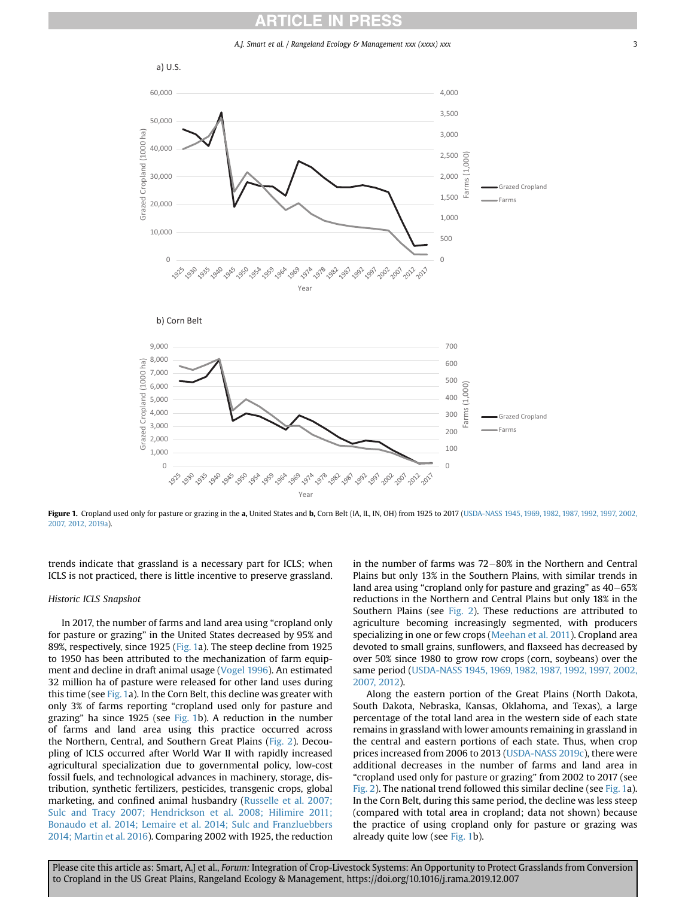Figure 1. Cropland used only for pasture or grazing in the **a,** United States and **b,** Corn Belt (IA, IL, IN, OH) from 1925 to 2017 (USDA-NASS 1945, 1969, 1982, 1987, 1992, 1997, 2002, 2007, 2012, 2019a).

trends indicate that grassland is a necessary part for ICLS; when ICLS is not practiced, there is little incentive to preserve grassland.

*Historic ICLS Snapshot*

In 2017, the number of farms and land area using "cropland only for pasture or grazing" in the United States decreased by 95% and 89%, respectively, since 1925 (Fig. 1a). The steep decline from 1925 to 1950 has been attributed to the mechanization of farm equipment and decline in draft animal usage (Vogel 1996). An estimated 32 million ha of pasture were released for other land uses during this time (see Fig. 1a). In the Corn Belt, this decline was greater with only 3% of farms reporting "cropland used only for pasture and grazing" ha since 1925 (see Fig. 1b). A reduction in the number of farms and land area using this practice occurred across the Northern, Central, and Southern Great Plains (Fig. 2). Decoupling of ICLS occurred after World War II with rapidly increased agricultural specialization due to governmental policy, low-cost fossil fuels, and technological advances in machinery, storage, distribution, synthetic fertilizers, pesticides, transgenic crops, global marketing, and confined animal husbandry (Russelle et al. 2007; Sulc and Tracy 2007; Hendrickson et al. 2008; Hilimire 2011; Bonaudo et al. 2014; Lemaire et al. 2014; Sulc and Franzluebbers 2014; Martin et al. 2016). Comparing 2002 with 1925, the reduction in the number of farms was 72–80% in the Northern and Central Plains but only 13% in the Southern Plains, with similar trends in land area using "cropland only for pasture and grazing" as 40–65% reductions in the Northern and Central Plains but only 18% in the Southern Plains (see Fig. 2). These reductions are attributed to agriculture becoming increasingly segmented, with producers specializing in one or few crops (Meehan et al. 2011). Cropland area devoted to small grains, sunflowers, and flaxseed has decreased by over 50% since 1980 to grow row crops (corn, soybeans) over the same period (USDA-NASS 1945, 1969, 1982, 1987, 1992, 1997, 2002, 2007, 2012).

Along the eastern portion of the Great Plains (North Dakota, South Dakota, Nebraska, Kansas, Oklahoma, and Texas), a large percentage of the total land area in the western side of each state remains in grassland with lower amounts remaining in grassland in the central and eastern portions of each state. Thus, when crop prices increased from 2006 to 2013 (USDA-NASS 2019c), there were additional decreases in the number of farms and land area in "cropland used only for pasture or grazing" from 2002 to 2017 (see Fig. 2). The national trend followed this similar decline (see Fig. 1a). In the Corn Belt, during this same period, the decline was less steep (compared with total area in cropland; data not shown) because the practice of using cropland only for pasture or grazing was already quite low (see Fig. 1b).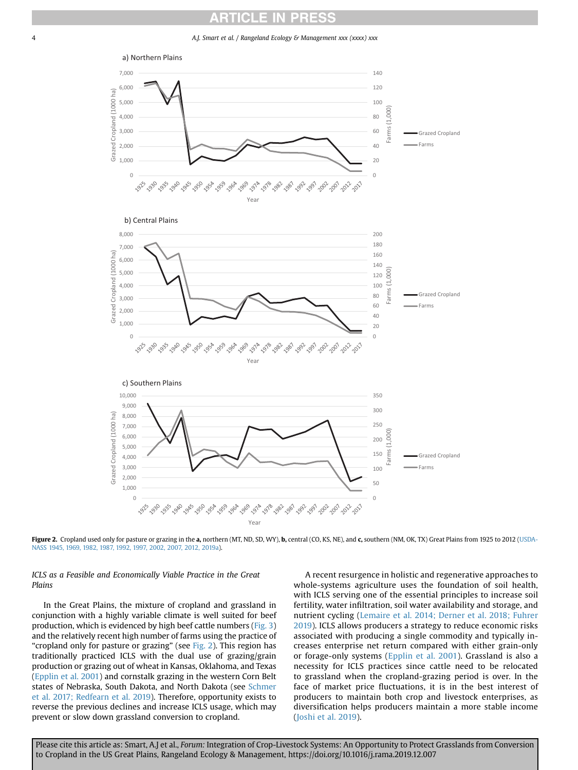**Figure 2.** Cropland used only for pasture or grazing in the **a,** northern (MT, ND, SD, WY), **b,** central (CO, KS, NE), and **c,** southern (NM, OK, TX) Great Plains from 1925 to 2012 (USDA-NASS 1945, 1969, 1982, 1987, 1992, 1997, 2002, 2007, 2012, 2019a).

### *ICLS as a Feasible and Economically Viable Practice in the Great Plains*

In the Great Plains, the mixture of cropland and grassland in conjunction with a highly variable climate is well suited for beef production, which is evidenced by high beef cattle numbers (Fig. 3) and the relatively recent high number of farms using the practice of "cropland only for pasture or grazing" (see Fig. 2). This region has traditionally practiced ICLS with the dual use of grazing/grain production or grazing out of wheat in Kansas, Oklahoma, and Texas (Epplin et al. 2001) and cornstalk grazing in the western Corn Belt states of Nebraska, South Dakota, and North Dakota (see Schmer et al. 2017; Redfearn et al. 2019). Therefore, opportunity exists to reverse the previous declines and increase ICLS usage, which may prevent or slow down grassland conversion to cropland.

A recent resurgence in holistic and regenerative approaches to whole-systems agriculture uses the foundation of soil health, with ICLS serving one of the essential principles to increase soil fertility, water infiltration, soil water availability and storage, and nutrient cycling (Lemaire et al. 2014; Derner et al. 2018; Fuhrer 2019). ICLS allows producers a strategy to reduce economic risks associated with producing a single commodity and typically increases enterprise net return compared with either grain-only or forage-only systems (Epplin et al. 2001). Grassland is also a necessity for ICLS practices since cattle need to be relocated to grassland when the cropland-grazing period is over. In the face of market price fluctuations, it is in the best interest of producers to maintain both crop and livestock enterprises, as diversification helps producers maintain a more stable income (Joshi et al. 2019).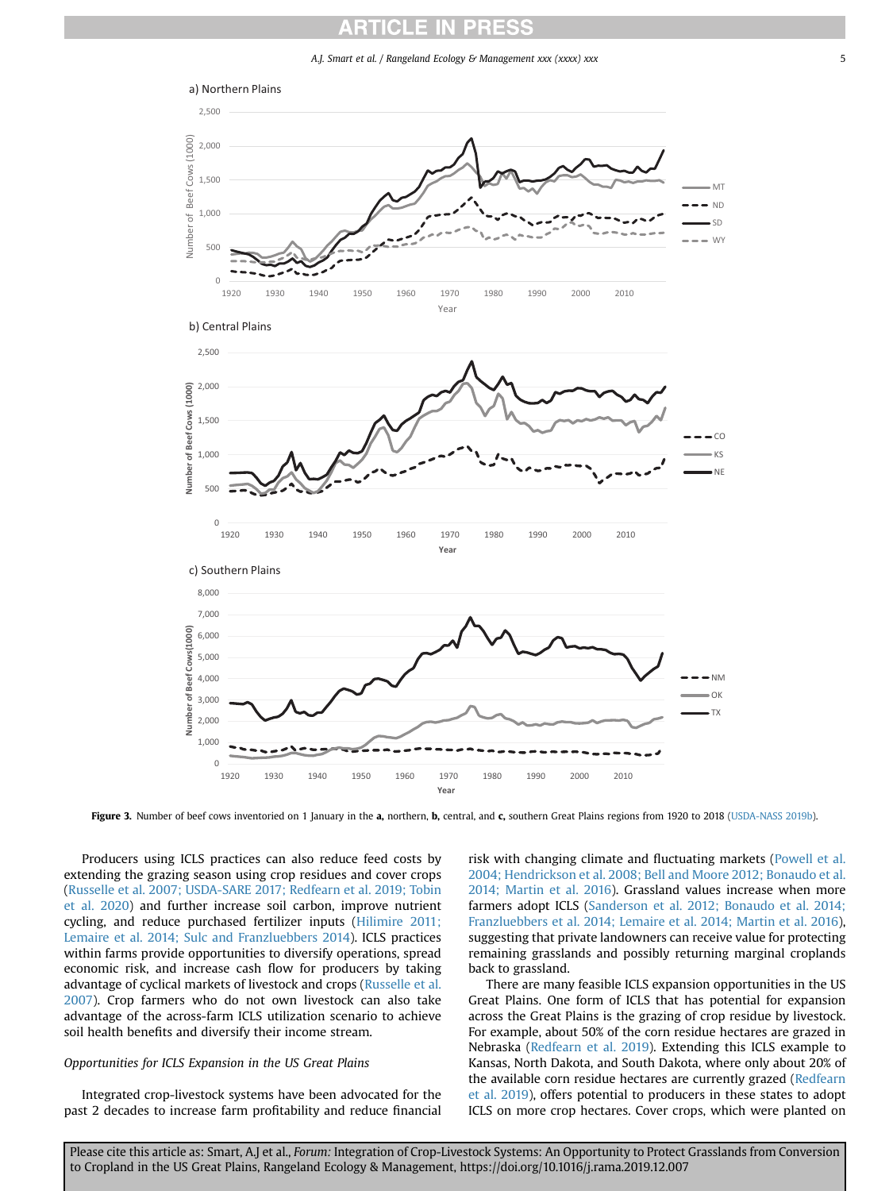**Figure 3.** Number of beef cows inventoried on 1 January in the **a,** northern, **b,** central, and **c,** southern Great Plains regions from 1920 to 2018 (USDA-NASS 2019b).

Producers using ICLS practices can also reduce feed costs by extending the grazing season using crop residues and cover crops (Russelle et al. 2007; USDA-SARE 2017; Redfearn et al. 2019; Tobin et al. 2020) and further increase soil carbon, improve nutrient cycling, and reduce purchased fertilizer inputs (Hilimire 2011; Lemaire et al. 2014; Sulc and Franzluebbers 2014). ICLS practices within farms provide opportunities to diversify operations, spread economic risk, and increase cash flow for producers by taking advantage of cyclical markets of livestock and crops (Russelle et al. 2007). Crop farmers who do not own livestock can also take advantage of the across-farm ICLS utilization scenario to achieve soil health benefits and diversify their income stream.

### Opportunities for ICLS Expansion in the US Great Plains

Integrated crop-livestock systems have been advocated for the past 2 decades to increase farm profitability and reduce financial risk with changing climate and fluctuating markets (Powell et al. 2004; Hendrickson et al. 2008; Bell and Moore 2012; Bonaudo et al. 2014; Martin et al. 2016). Grassland values increase when more farmers adopt ICLS (Sanderson et al. 2012; Bonaudo et al. 2014; Franzluebbers et al. 2014; Lemaire et al. 2014; Martin et al. 2016), suggesting that private landowners can receive value for protecting remaining grasslands and possibly returning marginal croplands back to grassland.

There are many feasible ICLS expansion opportunities in the US Great Plains. One form of ICLS that has potential for expansion across the Great Plains is the grazing of crop residue by livestock. For example, about 50% of the corn residue hectares are grazed in Nebraska (Redfearn et al. 2019). Extending this ICLS example to Kansas, North Dakota, and South Dakota, where only about 20% of the available corn residue hectares are currently grazed (Redfearn et al. 2019), offers potential to producers in these states to adopt ICLS on more crop hectares. Cover crops, which were planted on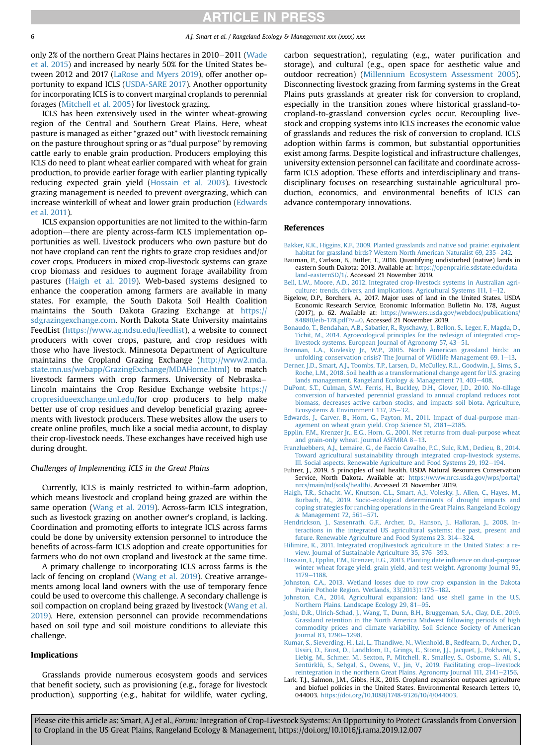only 2% of the northern Great Plains hectares in 2010–2011 (Wade et al. 2015) and increased by nearly 50% for the United States between 2012 and 2017 (LaRose and Myers 2019), offer another opportunity to expand ICLS (USDA-SARE 2017). Another opportunity for incorporating ICLS is to convert marginal croplands to perennial forages (Mitchell et al. 2005) for livestock grazing.

ICLS has been extensively used in the winter wheat-growing region of the Central and Southern Great Plains. Here, wheat pasture is managed as either "grazed out" with livestock remaining on the pasture throughout spring or as "dual purpose" by removing cattle early to enable grain production. Producers employing this ICLS do need to plant wheat earlier compared with wheat for grain production, to provide earlier forage with earlier planting typically reducing expected grain yield (Hossain et al. 2003). Livestock grazing management is needed to prevent overgrazing, which can increase winterkill of wheat and lower grain production (Edwards et al. 2011).

ICLS expansion opportunities are not limited to the within-farm adoption—there are plenty across-farm ICLS implementation opportunities as well. Livestock producers who own pasture but do not have cropland can rent the rights to graze crop residues and/or cover crops. Producers in mixed crop-livestock systems can graze crop biomass and residues to augment forage availability from pastures (Haigh et al. 2019). Web-based systems designed to enhance the cooperation among farmers are available in many states. For example, the South Dakota Soil Health Coalition maintains the South Dakota Grazing Exchange at https://sdgrazingexchange.com. North Dakota State University maintains FeedList (https://www.ag.ndsu.edu/feedlist), a website to connect producers with cover crops, pasture, and crop residues with those who have livestock. Minnesota Department of Agriculture maintains the Cropland Grazing Exchange (http://www2.mda.state.mn.us/webapp/GrazingExchange/MDAHome.html) to match livestock farmers with crop farmers. University of Nebraska–Lincoln maintains the Crop Residue Exchange website https://cropresidueexchange.unl.edu/for crop producers to help make better use of crop residues and develop beneficial grazing agreements with livestock producers. These websites allow the users to create online profiles, much like a social media account, to display their crop-livestock needs. These exchanges have received high use during drought.

### *Challenges of Implementing ICLS in the Great Plains*

Currently, ICLS is mainly restricted to within-farm adoption, which means livestock and cropland being grazed are within the same operation (Wang et al. 2019). Across-farm ICLS integration, such as livestock grazing on another owner's cropland, is lacking. Coordination and promoting efforts to integrate ICLS across farms could be done by university extension personnel to introduce the benefits of across-farm ICLS adoption and create opportunities for farmers who do not own cropland and livestock at the same time.

A primary challenge to incorporating ICLS across farms is the lack of fencing on cropland (Wang et al. 2019). Creative arrangements among local land owners with the use of temporary fence could be used to overcome this challenge. A secondary challenge is soil compaction on cropland being grazed by livestock (Wang et al. 2019). Here, extension personnel can provide recommendations based on soil type and soil moisture conditions to alleviate this challenge.

## Implications

Grasslands provide numerous ecosystem goods and services that benefit society, such as provisioning (e.g., forage for livestock production), supporting (e.g., habitat for wildlife, water cycling, carbon sequestration), regulating (e.g., water purification and storage), and cultural (e.g., open space for aesthetic value and outdoor recreation) (Millennium Ecosystem Assessment 2005). Disconnecting livestock grazing from farming systems in the Great Plains puts grasslands at greater risk for conversion to cropland, especially in the transition zones where historical grassland-to-cropland-to-grassland conversion cycles occur. Recoupling livestock and cropping systems into ICLS increases the economic value of grasslands and reduces the risk of conversion to cropland. ICLS adoption within farms is common, but substantial opportunities exist among farms. Despite logistical and infrastructure challenges, university extension personnel can facilitate and coordinate across-farm ICLS adoption. These efforts and interdisciplinary and transdisciplinary focuses on researching sustainable agricultural production, economics, and environmental benefits of ICLS can advance contemporary innovations.

## References

Bakker, K.K., Higgins, K.F., 2009. Planted grasslands and native sod prairie: equivalent habitat for grassland birds? Western North American Naturalist 69, 235–242.

Bauman, P., Carlson, B., Butler, T., 2016. Quantifying undisturbed (native) lands in eastern South Dakota: 2013. Available at: https://openprairie.sdstate.edu/data_land-easternSD/1/. Accessed 21 November 2019.

Bell, L.W., Moore, A.D., 2012. Integrated crop-livestock systems in Australian agriculture: trends, drivers, and implications. Agricultural Systems 111, 1–12.

Bigelow, D.P., Borchers, A., 2017. Major uses of land in the United States. USDA Economic Research Service, Economic Information Bulletin No. 178, August (2017), p. 62. Available at: https://www.ers.usda.gov/webdocs/publications/84880/eib-178.pdf?v=0. Accessed 21 November 2019.

Bonaudo, T., Bendahan, A.B., Sabatier, R., Ryschawy, J., Bellon, S., Leger, F., Magda, D., Tichit, M., 2014. Agroecological principles for the redesign of integrated crop-livestock systems. European Journal of Agronomy 57, 43–51.

Brennan, L.A., Kuvlesky Jr., W.P., 2005. North American grassland birds: an unfolding conservation crisis? The Journal of Wildlife Management 69, 1–13.

Derner, J.D., Smart, A.J., Toombs, T.P., Larsen, D., McCulley, R.L., Goodwin, J., Sims, S., Roche, L.M., 2018. Soil health as a transformational change agent for U.S. grazing lands management. Rangeland Ecology & Management 71, 403–408.

DuPont, S.T., Culman, S.W., Ferris, H., Buckley, D.H., Glover, J.D., 2010. No-tillage conversion of harvested perennial grassland to annual cropland reduces root biomass, decreases active carbon stocks, and impacts soil biota. Agriculture, Ecosystems & Environment 137, 25–32.

Edwards, J., Carver, B., Horn, G., Payton, M., 2011. Impact of dual-purpose management on wheat grain yield. Crop Science 51, 2181–2185.

Epplin, F.M., Krenzer Jr., E.G., Horn, G., 2001. Net returns from dual-purpose wheat and grain-only wheat. Journal ASFMRA 8–13.

Franzluebbers, A.J., Lemaire, G., de Faccio Cavalho, P.C., Sulc, R.M., Dedieu, B., 2014. Toward agricultural sustainability through integrated crop-livestock systems. III. Social aspects. Renewable Agriculture and Food Systems 29, 192–194.

Fuhrer, J., 2019. 5 principles of soil health. USDA Natural Resources Conservation Service, North Dakota. Available at: https://www.nrcs.usda.gov/wps/portal/nrcs/main/nd/soils/health/. Accessed 21 November 2019.

Haigh, T.R., Schacht, W., Knutson, C.L., Smart, A.J., Volesky, J., Allen, C., Hayes, M., Burbach, M., 2019. Socio-ecological determinants of drought impacts and coping strategies for ranching operations in the Great Plains. Rangeland Ecology & Management 72, 561–571.

Hendrickson, J., Sassenrath, G.F., Archer, D., Hanson, J., Halloran, J., 2008. Interactions in the integrated US agricultural systems: the past, present and future. Renewable Agriculture and Food Systems 23, 314–324.

Hilimire, K., 2011. Integrated crop/livestock agriculture in the United States: a review. Journal of Sustainable Agriculture 35, 376–393.

Hossain, I., Epplin, F.M., Krenzer, E.G., 2003. Planting date influence on dual-purpose winter wheat forage yield, grain yield, and test weight. Agronomy Journal 95, 1179–1188.

Johnston, C.A., 2013. Wetland losses due to row crop expansion in the Dakota Prairie Pothole Region. Wetlands, 33(2013)1:175–182.

Johnston, C.A., 2014. Agricultural expansion: land use shell game in the U.S. Northern Plains. Landscape Ecology 29, 81–95.

Joshi, D.R., Ulrich-Schad, J., Wang, T., Dunn, B.H., Bruggeman, S.A., Clay, D.E., 2019. Grassland retention in the North America Midwest following periods of high commodity prices and climate variability. Soil Science Society of American Journal 83, 1290–1298.

Kumar, S., Sieverding, H., Lai, L., Thandiwe, N., Wienhold, B., Redfearn, D., Archer, D., Ussiri, D., Faust, D., Landblom, D., Grings, E., Stone, J.J., Jacquet, J., Pokharei, K., Liebig, M., Schmer, M., Sexton, P., Mitchell, R., Smalley, S., Osborne, S., Ali, S., Sentürklü, S., Sehgal, S., Owens, V., Jin, V., 2019. Facilitating crop–livestock reintegration in the northern Great Plains. Agronomy Journal 111, 2141–2156.

Lark, T.J., Salmon, J.M., Gibbs, H.K., 2015. Cropland expansion outpaces agriculture and biofuel policies in the United States. Environmental Research Letters 10, 044003. https://doi.org/10.1088/1748-9326/10/4/044003.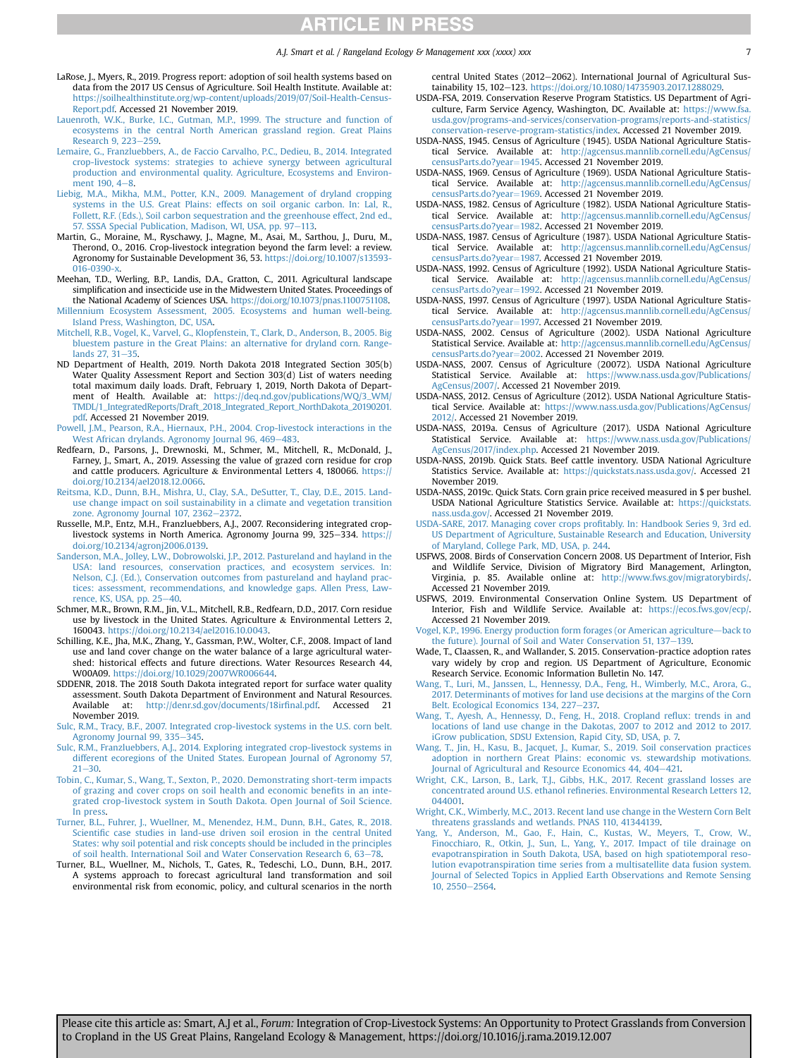LaRose, J., Myers, R., 2019. Progress report: adoption of soil health systems based on data from the 2017 US Census of Agriculture. Soil Health Institute. Available at: https://soilhealthinstitute.org/wp-content/uploads/2019/07/Soil-Health-Census-Report.pdf. Accessed 21 November 2019.

Lauenroth, W.K., Burke, I.C., Gutman, M.P., 1999. The structure and function of ecosystems in the central North American grassland region. Great Plains Research 9, 223–259.

Lemaire, G., Franzluebbers, A., de Faccio Carvalho, P.C., Dedieu, B., 2014. Integrated crop-livestock systems: strategies to achieve synergy between agricultural production and environmental quality. Agriculture, Ecosystems and Environment 190, 4–8.

Liebig, M.A., Mikha, M.M., Potter, K.N., 2009. Management of dryland cropping systems in the U.S. Great Plains: effects on soil organic carbon. In: Lal, R., Follett, R.F. (Eds.), Soil carbon sequestration and the greenhouse effect, 2nd ed., 57. SSSA Special Publication, Madison, WI, USA, pp. 97–113.

Martin, G., Moraine, M., Ryschawy, J., Magne, M., Asai, M., Sarthou, J., Duru, M., Therond, O., 2016. Crop-livestock integration beyond the farm level: a review. Agronomy for Sustainable Development 36, 53. https://doi.org/10.1007/s13593-016-0390-x.

Meehan, T.D., Werling, B.P., Landis, D.A., Gratton, C., 2011. Agricultural landscape simplification and insecticide use in the Midwestern United States. Proceedings of the National Academy of Sciences USA. https://doi.org/10.1073/pnas.1100751108.

Millennium Ecosystem Assessment, 2005. Ecosystems and human well-being. Island Press, Washington, DC, USA.

Mitchell, R.B., Vogel, K., Varvel, G., Klopfenstein, T., Clark, D., Anderson, B., 2005. Big bluestem pasture in the Great Plains: an alternative for dryland corn. Rangelands 27, 31–35.

ND Department of Health, 2019. North Dakota 2018 Integrated Section 305(b) Water Quality Assessment Report and Section 303(d) List of waters needing total maximum daily loads. Draft, February 1, 2019, North Dakota of Department of Health. Available at: https://deq.nd.gov/publications/WQ/3_WM/TMDL/1_IntegratedReports/Draft_2018_Integrated_Report_NorthDakota_20190201.pdf. Accessed 21 November 2019.

Powell, J.M., Pearson, R.A., Hiernaux, P.H., 2004. Crop-livestock interactions in the West African drylands. Agronomy Journal 96, 469–483.

Redfearn, D., Parsons, J., Drewnoski, M., Schmer, M., Mitchell, R., McDonald, J., Farney, J., Smart, A., 2019. Assessing the value of grazed corn residue for crop and cattle producers. Agriculture & Environmental Letters 4, 180066. https://doi.org/10.2134/ael2018.12.0066.

Reitsma, K.D., Dunn, B.H., Mishra, U., Clay, S.A., DeSutter, T., Clay, D.E., 2015. Land-use change impact on soil sustainability in a climate and vegetation transition zone. Agronomy Journal 107, 2362–2372.

Russelle, M.P., Entz, M.H., Franzluebbers, A.J., 2007. Reconsidering integrated crop-livestock systems in North America. Agronomy Journa 99, 325–334. https://doi.org/10.2134/agronj2006.0139.

Sanderson, M.A., Jolley, L.W., Dobrowolski, J.P., 2012. Pastureland and hayland in the USA: land resources, conservation practices, and ecosystem services. In: Nelson, C.J. (Ed.), Conservation outcomes from pastureland and hayland practices: assessment, recommendations, and knowledge gaps. Allen Press, Lawrence, KS, USA, pp. 25–40.

Schmer, M.R., Brown, R.M., Jin, V.L., Mitchell, R.B., Redfearn, D.D., 2017. Corn residue use by livestock in the United States. Agriculture & Environmental Letters 2, 160043. https://doi.org/10.2134/ael2016.10.0043.

Schilling, K.E., Jha, M.K., Zhang, Y., Gassman, P.W., Wolter, C.F., 2008. Impact of land use and land cover change on the water balance of a large agricultural watershed: historical effects and future directions. Water Resources Research 44, W00A09. https://doi.org/10.1029/2007WR006644.

SDDENR, 2018. The 2018 South Dakota integrated report for surface water quality assessment. South Dakota Department of Environment and Natural Resources. Available at: http://denr.sd.gov/documents/18irfinal.pdf. Accessed 21 November 2019.

Sulc, R.M., Tracy, B.F., 2007. Integrated crop-livestock systems in the U.S. corn belt. Agronomy Journal 99, 335–345.

Sulc, R.M., Franzluebbers, A.J., 2014. Exploring integrated crop-livestock systems in different ecoregions of the United States. European Journal of Agronomy 57, 21–30.

Tobin, C., Kumar, S., Wang, T., Sexton, P., 2020. Demonstrating short-term impacts of grazing and cover crops on soil health and economic benefits in an integrated crop-livestock system in South Dakota. Open Journal of Soil Science. In press.

Turner, B.L., Fuhrer, J., Wuellner, M., Menendez, H.M., Dunn, B.H., Gates, R., 2018. Scientific case studies in land-use driven soil erosion in the central United States: why soil potential and risk concepts should be included in the principles of soil health. International Soil and Water Conservation Research 6, 63–78.

Turner, B.L., Wuellner, M., Nichols, T., Gates, R., Tedeschi, L.O., Dunn, B.H., 2017. A systems approach to forecast agricultural land transformation and soil environmental risk from economic, policy, and cultural scenarios in the north central United States (2012–2062). International Journal of Agricultural Sustainability 15, 102–123. https://doi.org/10.1080/14735903.2017.1288029.

USDA-FSA, 2019. Conservation Reserve Program Statistics. US Department of Agriculture, Farm Service Agency, Washington, DC. Available at: https://www.fsa.usda.gov/programs-and-services/conservation-programs/reports-and-statistics/conservation-reserve-program-statistics/index. Accessed 21 November 2019.

USDA-NASS, 1945. Census of Agriculture (1945). USDA National Agriculture Statistical Service. Available at: http://agcensus.mannlib.cornell.edu/AgCensus/censusParts.do?year=1945. Accessed 21 November 2019.

USDA-NASS, 1969. Census of Agriculture (1969). USDA National Agriculture Statistical Service. Available at: http://agcensus.mannlib.cornell.edu/AgCensus/censusParts.do?year=1969. Accessed 21 November 2019.

USDA-NASS, 1982. Census of Agriculture (1982). USDA National Agriculture Statistical Service. Available at: http://agcensus.mannlib.cornell.edu/AgCensus/censusParts.do?year=1982. Accessed 21 November 2019.

USDA-NASS, 1987. Census of Agriculture (1987). USDA National Agriculture Statistical Service. Available at: http://agcensus.mannlib.cornell.edu/AgCensus/censusParts.do?year=1987. Accessed 21 November 2019.

USDA-NASS, 1992. Census of Agriculture (1992). USDA National Agriculture Statistical Service. Available at: http://agcensus.mannlib.cornell.edu/AgCensus/censusParts.do?year=1992. Accessed 21 November 2019.

USDA-NASS, 1997. Census of Agriculture (1997). USDA National Agriculture Statistical Service. Available at: http://agcensus.mannlib.cornell.edu/AgCensus/censusParts.do?year=1997. Accessed 21 November 2019.

USDA-NASS, 2002. Census of Agriculture (2002). USDA National Agriculture Statistical Service. Available at: http://agcensus.mannlib.cornell.edu/AgCensus/censusParts.do?year=2002. Accessed 21 November 2019.

USDA-NASS, 2007. Census of Agriculture (20072). USDA National Agriculture Statistical Service. Available at: https://www.nass.usda.gov/Publications/AgCensus/2007/. Accessed 21 November 2019.

USDA-NASS, 2012. Census of Agriculture (2012). USDA National Agriculture Statistical Service. Available at: https://www.nass.usda.gov/Publications/AgCensus/2012/. Accessed 21 November 2019.

USDA-NASS, 2019a. Census of Agriculture (2017). USDA National Agriculture Statistical Service. Available at: https://www.nass.usda.gov/Publications/AgCensus/2017/index.php. Accessed 21 November 2019.

USDA-NASS, 2019b. Quick Stats. Beef cattle inventory. USDA National Agriculture Statistics Service. Available at: https://quickstats.nass.usda.gov/. Accessed 21 November 2019.

USDA-NASS, 2019c. Quick Stats. Corn grain price received measured in $ per bushel. USDA National Agriculture Statistics Service. Available at: https://quickstats.nass.usda.gov/. Accessed 21 November 2019.

USDA-SARE, 2017. Managing cover crops profitably. In: Handbook Series 9, 3rd ed. US Department of Agriculture, Sustainable Research and Education, University of Maryland, College Park, MD, USA, p. 244.

USFWS, 2008. Birds of Conservation Concern 2008. US Department of Interior, Fish and Wildlife Service, Division of Migratory Bird Management, Arlington, Virginia, p. 85. Available online at: http://www.fws.gov/migratorybirds/. Accessed 21 November 2019.

USFWS, 2019. Environmental Conservation Online System. US Department of Interior, Fish and Wildlife Service. Available at: https://ecos.fws.gov/ecp/. Accessed 21 November 2019.

Vogel, K.P., 1996. Energy production form forages (or American agriculture—back to the future). Journal of Soil and Water Conservation 51, 137–139.

Wade, T., Claassen, R., and Wallander, S. 2015. Conservation-practice adoption rates vary widely by crop and region. US Department of Agriculture, Economic Research Service. Economic Information Bulletin No. 147.

Wang, T., Luri, M., Janssen, L., Hennessy, D.A., Feng, H., Wimberly, M.C., Arora, G., 2017. Determinants of motives for land use decisions at the margins of the Corn Belt. Ecological Economics 134, 227–237.

Wang, T., Ayesh, A., Hennessy, D., Feng, H., 2018. Cropland reflux: trends in and locations of land use change in the Dakotas, 2007 to 2012 and 2012 to 2017. iGrow publication, SDSU Extension, Rapid City, SD, USA, p. 7.

Wang, T., Jin, H., Kasu, B., Jacquet, J., Kumar, S., 2019. Soil conservation practices adoption in northern Great Plains: economic vs. stewardship motivations. Journal of Agricultural and Resource Economics 44, 404–421.

Wright, C.K., Larson, B., Lark, T.J., Gibbs, H.K., 2017. Recent grassland losses are concentrated around U.S. ethanol refineries. Environmental Research Letters 12, 044001.

Wright, C.K., Wimberly, M.C., 2013. Recent land use change in the Western Corn Belt threatens grasslands and wetlands. PNAS 110, 41344139.

Yang, Y., Anderson, M., Gao, F., Hain, C., Kustas, W., Meyers, T., Crow, W., Finocchiaro, R., Otkin, J., Sun, L., Yang, Y., 2017. Impact of tile drainage on evapotranspiration in South Dakota, USA, based on high spatiotemporal resolution evapotranspiration time series from a multisatellite data fusion system. Journal of Selected Topics in Applied Earth Observations and Remote Sensing 10, 2550–2564.